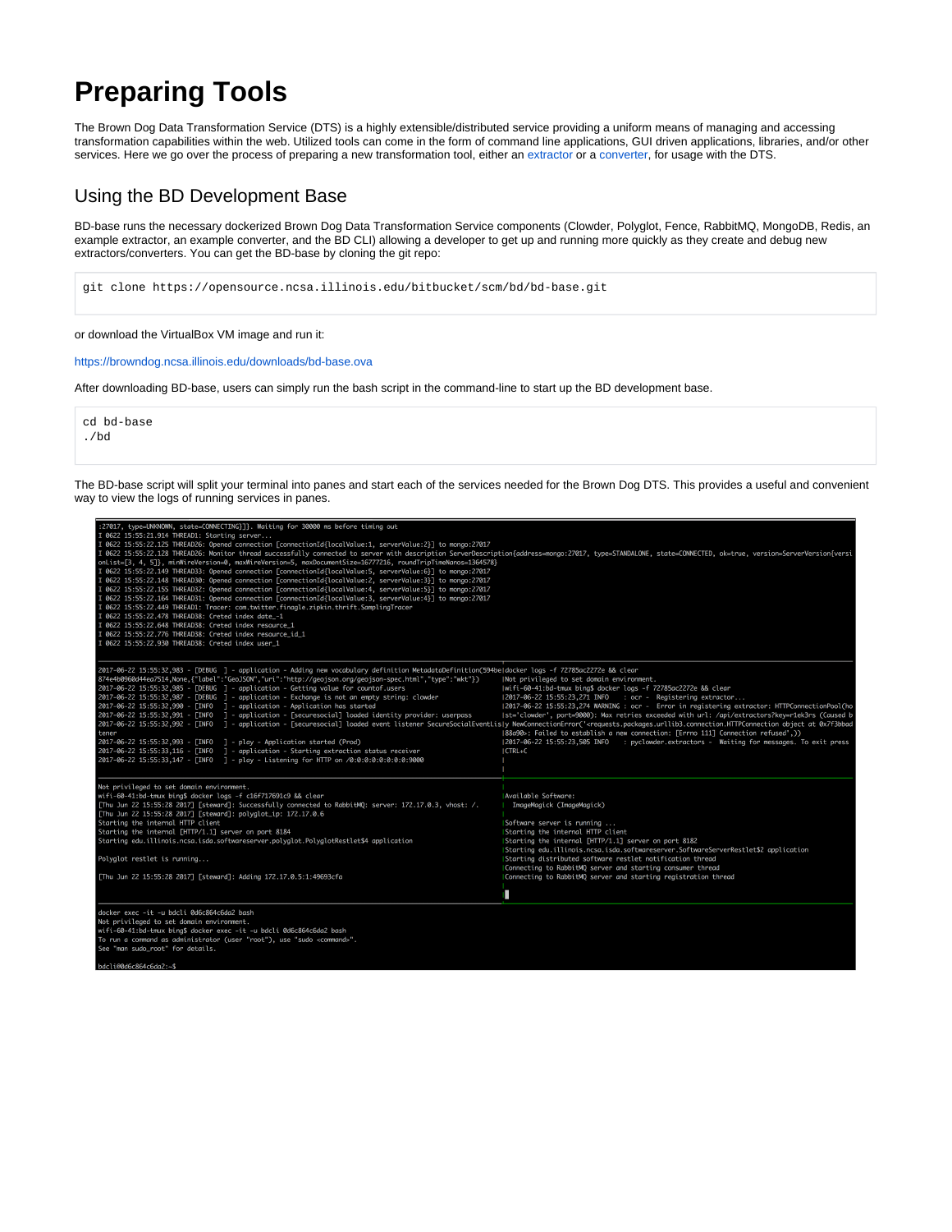# Preparing Tools

The Brown Dog Data Transformation Service (DTS) is a highly extensible/distributed service providing a uniform means of managing and accessing transformation capabilities within the web. Utilized tools can come in the form of command line applications, GUI driven applications, libraries, and/or other services. Here we go over the process of preparing a new transformation tool, either an extractor or a converter, for usage with the DTS.

## Using the BD Development Base

BD-base runs the necessary dockerized Brown Dog Data Transformation Service components (Clowder, Polyglot, Fence, RabbitMQ, MongoDB, Redis, an example extractor, an example converter, and the BD CLI) allowing a developer to get up and running more quickly as they create and debug new extractors/converters. You can get the BD-base by cloning the git repo:

```
git clone https://opensource.ncsa.illinois.edu/bitbucket/scm/bd/bd-base.git
```

or download the VirtualBox VM image and run it:

https://browndog.ncsa.illinois.edu/downloads/bd-base.ova

After downloading BD-base, users can simply run the bash script in the command-line to start up the BD development base.

```
cd bd-base
./bd
```

The BD-base script will split your terminal into panes and start each of the services needed for the Brown Dog DTS. This provides a useful and convenient way to view the logs of running services in panes.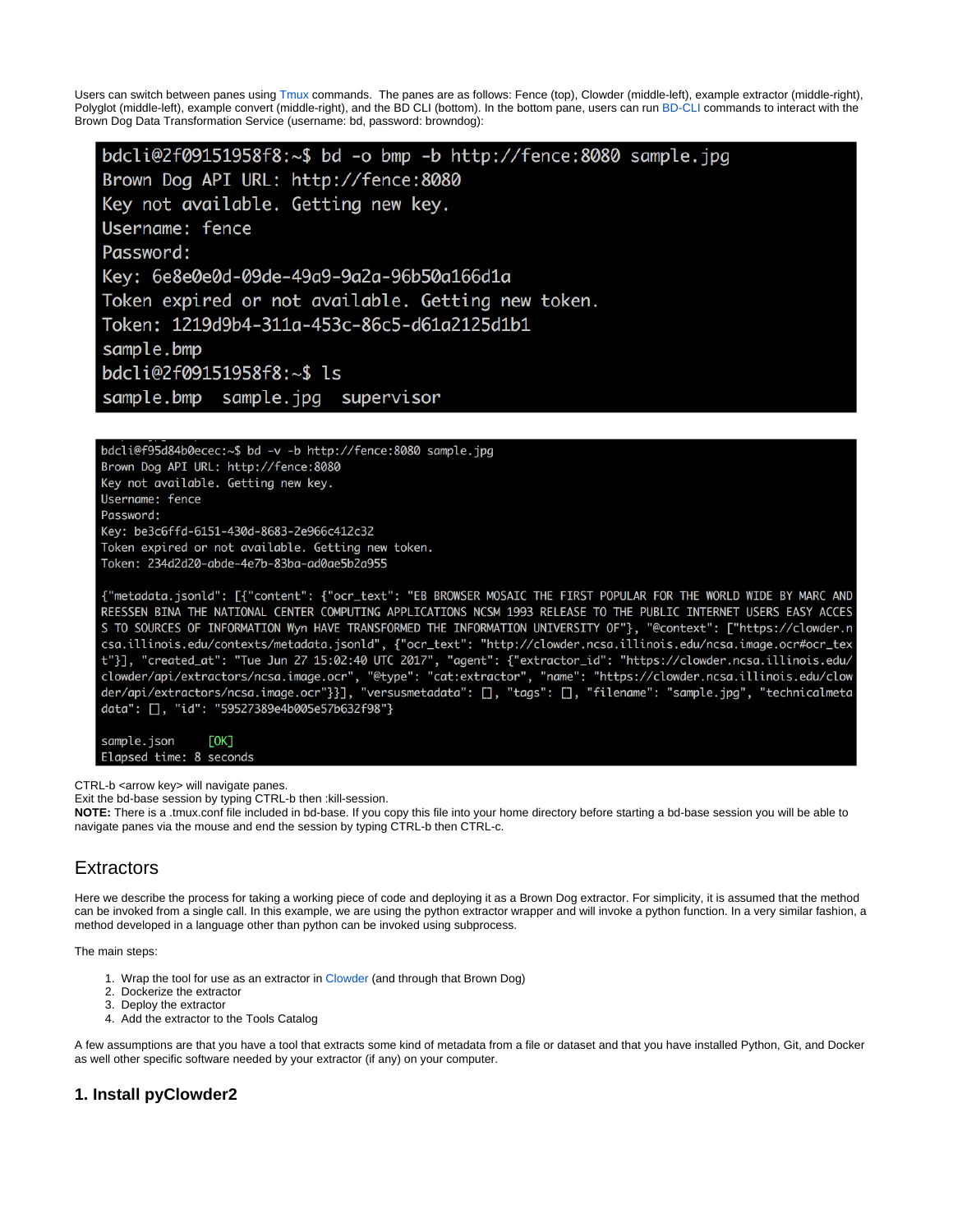Users can switch between panes using Tmux commands. The panes are as follows: Fence (top), Clowder (middle-left), example extractor (middle-right), Polyglot (middle-left), example convert (middle-right), and the BD CLI (bottom). In the bottom pane, users can run BD-CLI commands to interact with the Brown Dog Data Transformation Service (username: bd, password: browndog):

```
bdcli@2f09151958f8:~$ bd -o bmp -b http://fence:8080 sample.jpg
Brown Dog API URL: http://fence:8080
Key not available. Getting new key.
Username: fence
Password:
Key: 6e8e0e0d-09de-49a9-9a2a-96b50a166d1a
Token expired or not available. Getting new token.
Token: 1219d9b4-311a-453c-86c5-d61a2125d1b1
sample.bmp
bdcli@2f09151958f8:~$ ls
sample.bmp  sample.jpg  supervisor
```

```
bdcli@f95d84b0ecec:~$ bd -v -b http://fence:8080 sample.jpg
Brown Dog API URL: http://fence:8080
Key not available. Getting new key.
Username: fence
Password:
Key: be3c6ffd-6151-430d-8683-2e966c412c32
Token expired or not available. Getting new token.
Token: 234d2d20-abde-4e7b-83ba-ad0ae5b2a955

{"metadata.jsonld": [{"content": {"ocr_text": "EB BROWSER MOSAIC THE FIRST POPULAR FOR THE WORLD WIDE BY MARC AND REESSEN BINA THE NATIONAL CENTER COMPUTING APPLICATIONS NCSM 1993 RELEASE TO THE PUBLIC INTERNET USERS EASY ACCES S TO SOURCES OF INFORMATION Wyn HAVE TRANSFORMED THE INFORMATION UNIVERSITY OF"}, "@context": ["https://clowder.ncsa.illinois.edu/contexts/metadata.jsonld", {"ocr_text": "http://clowder.ncsa.illinois.edu/ncsa.image.ocr#ocr_text"}], "created_at": "Tue Jun 27 15:02:40 UTC 2017", "agent": {"extractor_id": "https://clowder.ncsa.illinois.edu/clowder/api/extractors/ncsa.image.ocr", "@type": "cat:extractor", "name": "https://clowder.ncsa.illinois.edu/clowder/api/extractors/ncsa.image.ocr"}}], "versusmetadata": [], "tags": [], "filename": "sample.jpg", "technicalmetadata": [], "id": "59527389e4b005e57b632f98"}

sample.json     [OK]
Elapsed time: 8 seconds
```

CTRL-b <arrow key> will navigate panes.
Exit the bd-base session by typing CTRL-b then :kill-session.
**NOTE:** There is a .tmux.conf file included in bd-base. If you copy this file into your home directory before starting a bd-base session you will be able to navigate panes via the mouse and end the session by typing CTRL-b then CTRL-c.

## Extractors

Here we describe the process for taking a working piece of code and deploying it as a Brown Dog extractor. For simplicity, it is assumed that the method can be invoked from a single call. In this example, we are using the python extractor wrapper and will invoke a python function. In a very similar fashion, a method developed in a language other than python can be invoked using subprocess.

The main steps:

1. Wrap the tool for use as an extractor in Clowder (and through that Brown Dog)
2. Dockerize the extractor
3. Deploy the extractor
4. Add the extractor to the Tools Catalog

A few assumptions are that you have a tool that extracts some kind of metadata from a file or dataset and that you have installed Python, Git, and Docker as well other specific software needed by your extractor (if any) on your computer.

### 1. Install pyClowder2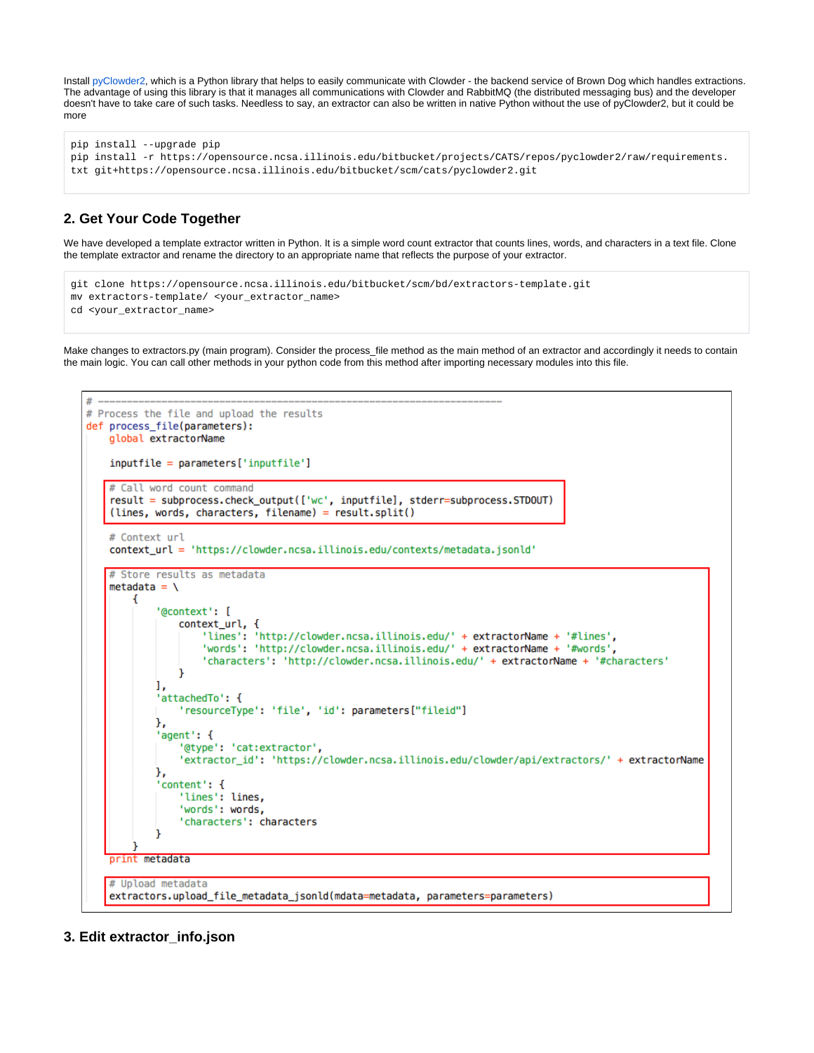Install pyClowder2, which is a Python library that helps to easily communicate with Clowder - the backend service of Brown Dog which handles extractions. The advantage of using this library is that it manages all communications with Clowder and RabbitMQ (the distributed messaging bus) and the developer doesn't have to take care of such tasks. Needless to say, an extractor can also be written in native Python without the use of pyClowder2, but it could be more

```
pip install --upgrade pip
pip install -r https://opensource.ncsa.illinois.edu/bitbucket/projects/CATS/repos/pyclowder2/raw/requirements.
txt git+https://opensource.ncsa.illinois.edu/bitbucket/scm/cats/pyclowder2.git
```

## 2. Get Your Code Together

We have developed a template extractor written in Python. It is a simple word count extractor that counts lines, words, and characters in a text file. Clone the template extractor and rename the directory to an appropriate name that reflects the purpose of your extractor.

```
git clone https://opensource.ncsa.illinois.edu/bitbucket/scm/bd/extractors-template.git
mv extractors-template/ <your_extractor_name>
cd <your_extractor_name>
```

Make changes to extractors.py (main program). Consider the process_file method as the main method of an extractor and accordingly it needs to contain the main logic. You can call other methods in your python code from this method after importing necessary modules into this file.

```
# ----------------------------------------------------------------------
# Process the file and upload the results
def process_file(parameters):
    global extractorName

    inputfile = parameters['inputfile']

    # Call word count command
    result = subprocess.check_output(['wc', inputfile], stderr=subprocess.STDOUT)
    (lines, words, characters, filename) = result.split()

    # Context url
    context_url = 'https://clowder.ncsa.illinois.edu/contexts/metadata.jsonld'

    # Store results as metadata
    metadata = \
        {
            '@context': [
                context_url, {
                    'lines': 'http://clowder.ncsa.illinois.edu/' + extractorName + '#lines',
                    'words': 'http://clowder.ncsa.illinois.edu/' + extractorName + '#words',
                    'characters': 'http://clowder.ncsa.illinois.edu/' + extractorName + '#characters'
                }
            ],
            'attachedTo': {
                'resourceType': 'file', 'id': parameters["fileid"]
            },
            'agent': {
                '@type': 'cat:extractor',
                'extractor_id': 'https://clowder.ncsa.illinois.edu/clowder/api/extractors/' + extractorName
            },
            'content': {
                'lines': lines,
                'words': words,
                'characters': characters
            }
        }
    print metadata

    # Upload metadata
    extractors.upload_file_metadata_jsonld(mdata=metadata, parameters=parameters)
```

## 3. Edit extractor_info.json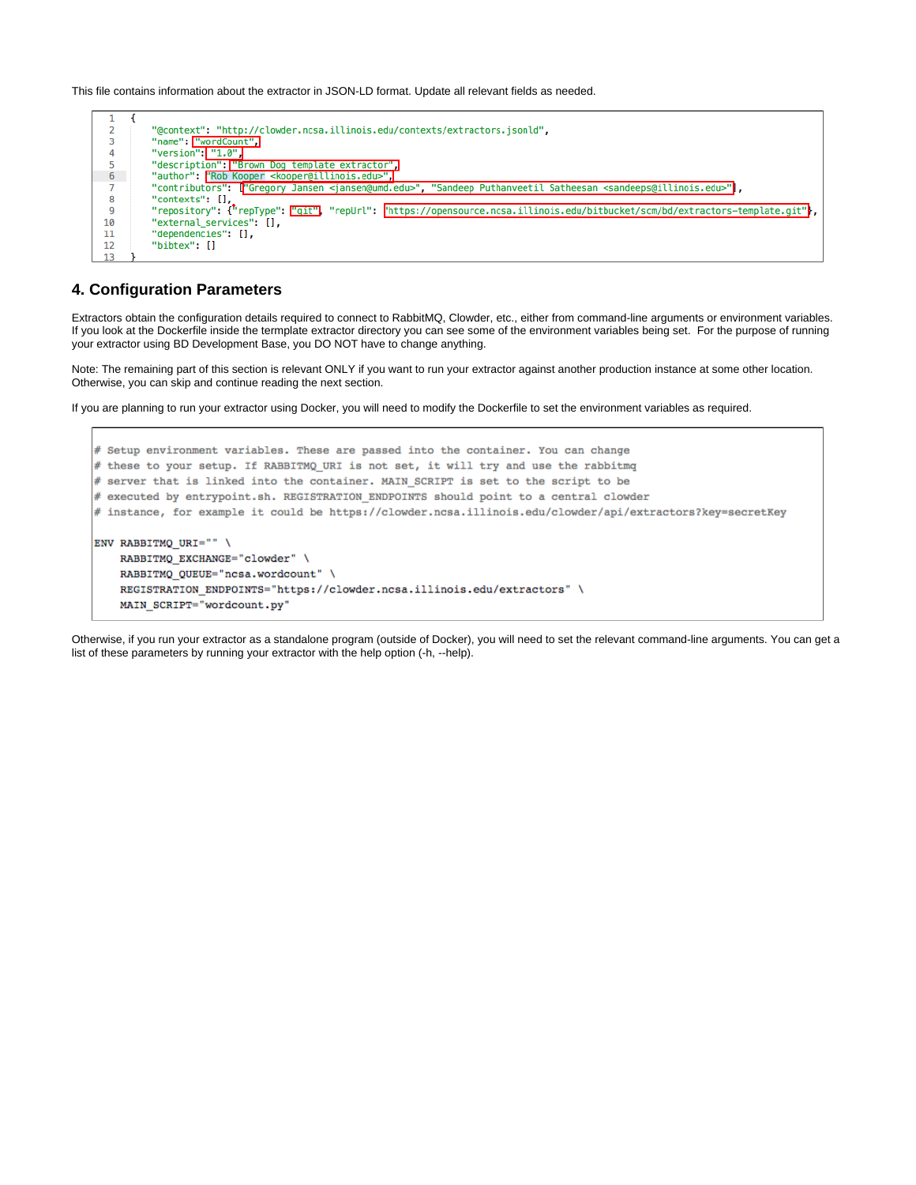This file contains information about the extractor in JSON-LD format. Update all relevant fields as needed.

```
{
    "@context": "http://clowder.ncsa.illinois.edu/contexts/extractors.jsonld",
    "name": "wordCount",
    "version": "1.0",
    "description": "Brown Dog template extractor",
    "author": "Rob Kooper <kooper@illinois.edu>",
    "contributors": ["Gregory Jansen <jansen@umd.edu>", "Sandeep Puthanveetil Satheesan <sandeeps@illinois.edu>"],
    "contexts": [],
    "repository": {"repType": "git", "repUrl": "https://opensource.ncsa.illinois.edu/bitbucket/scm/bd/extractors-template.git"},
    "external_services": [],
    "dependencies": [],
    "bibtex": []
}
```

## 4. Configuration Parameters

Extractors obtain the configuration details required to connect to RabbitMQ, Clowder, etc., either from command-line arguments or environment variables. If you look at the Dockerfile inside the termplate extractor directory you can see some of the environment variables being set. For the purpose of running your extractor using BD Development Base, you DO NOT have to change anything.

Note: The remaining part of this section is relevant ONLY if you want to run your extractor against another production instance at some other location. Otherwise, you can skip and continue reading the next section.

If you are planning to run your extractor using Docker, you will need to modify the Dockerfile to set the environment variables as required.

```
# Setup environment variables. These are passed into the container. You can change
# these to your setup. If RABBITMQ_URI is not set, it will try and use the rabbitmq
# server that is linked into the container. MAIN_SCRIPT is set to the script to be
# executed by entrypoint.sh. REGISTRATION_ENDPOINTS should point to a central clowder
# instance, for example it could be https://clowder.ncsa.illinois.edu/clowder/api/extractors?key=secretKey

ENV RABBITMQ_URI="" \
    RABBITMQ_EXCHANGE="clowder" \
    RABBITMQ_QUEUE="ncsa.wordcount" \
    REGISTRATION_ENDPOINTS="https://clowder.ncsa.illinois.edu/extractors" \
    MAIN_SCRIPT="wordcount.py"
```

Otherwise, if you run your extractor as a standalone program (outside of Docker), you will need to set the relevant command-line arguments. You can get a list of these parameters by running your extractor with the help option (-h, --help).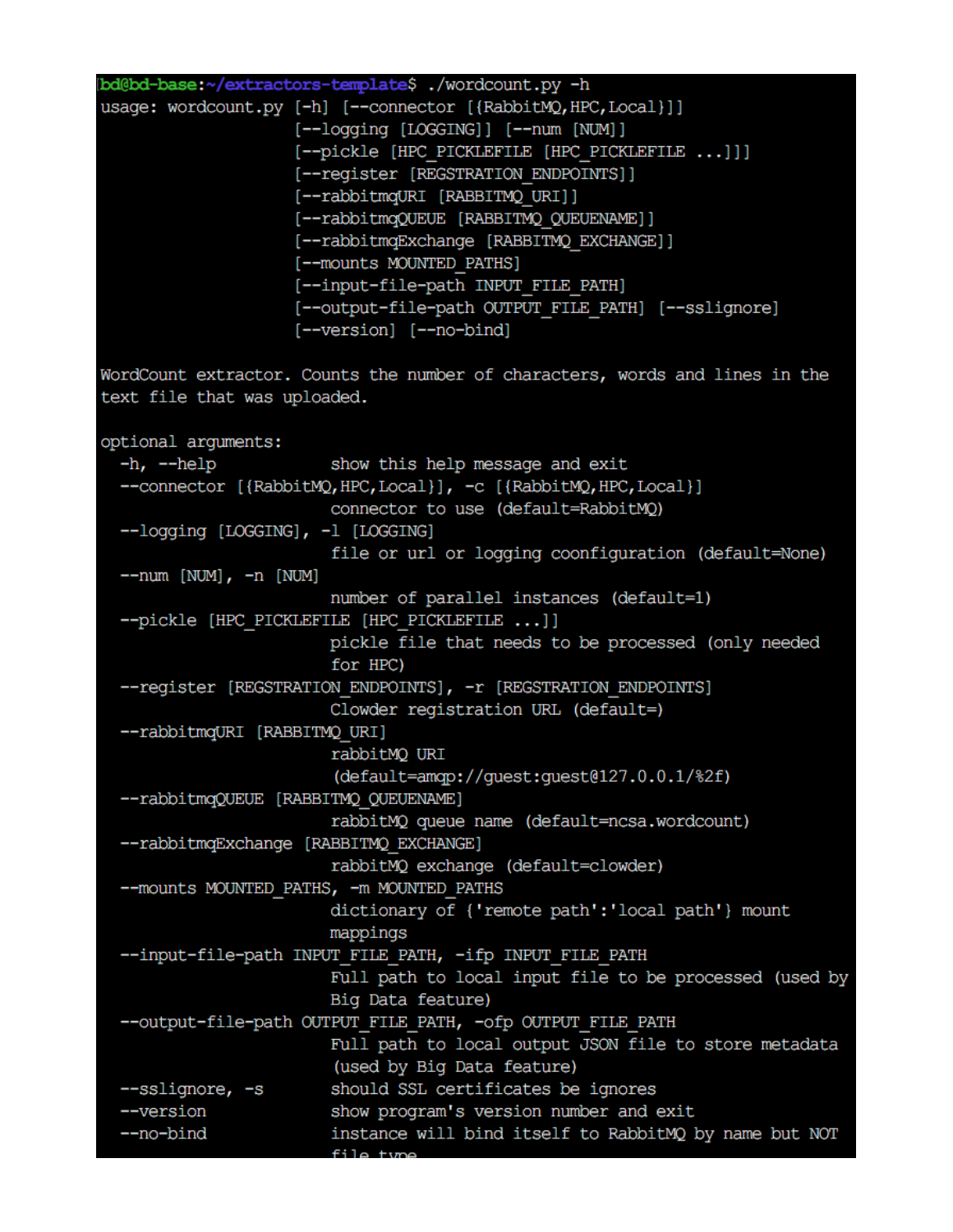```
bd@bd-base:~/extractors-template$ ./wordcount.py -h
usage: wordcount.py [-h] [--connector [{RabbitMQ,HPC,Local}]]
                    [--logging [LOGGING]] [--num [NUM]]
                    [--pickle [HPC_PICKLEFILE [HPC_PICKLEFILE ...]]]
                    [--register [REGSTRATION_ENDPOINTS]]
                    [--rabbitmqURI [RABBITMQ_URI]]
                    [--rabbitmqQUEUE [RABBITMQ_QUEUENAME]]
                    [--rabbitmqExchange [RABBITMQ_EXCHANGE]]
                    [--mounts MOUNTED_PATHS]
                    [--input-file-path INPUT_FILE_PATH]
                    [--output-file-path OUTPUT_FILE_PATH] [--sslignore]
                    [--version] [--no-bind]

WordCount extractor. Counts the number of characters, words and lines in the
text file that was uploaded.

optional arguments:
  -h, --help            show this help message and exit
  --connector [{RabbitMQ,HPC,Local}], -c [{RabbitMQ,HPC,Local}]
                        connector to use (default=RabbitMQ)
  --logging [LOGGING], -l [LOGGING]
                        file or url or logging coonfiguration (default=None)
  --num [NUM], -n [NUM]
                        number of parallel instances (default=1)
  --pickle [HPC_PICKLEFILE [HPC_PICKLEFILE ...]]
                        pickle file that needs to be processed (only needed
                        for HPC)
  --register [REGSTRATION_ENDPOINTS], -r [REGSTRATION_ENDPOINTS]
                        Clowder registration URL (default=)
  --rabbitmqURI [RABBITMQ_URI]
                        rabbitMQ URI
                        (default=amqp://guest:guest@127.0.0.1/%2f)
  --rabbitmqQUEUE [RABBITMQ_QUEUENAME]
                        rabbitMQ queue name (default=ncsa.wordcount)
  --rabbitmqExchange [RABBITMQ_EXCHANGE]
                        rabbitMQ exchange (default=clowder)
  --mounts MOUNTED_PATHS, -m MOUNTED_PATHS
                        dictionary of {'remote path':'local path'} mount
                        mappings
  --input-file-path INPUT_FILE_PATH, -ifp INPUT_FILE_PATH
                        Full path to local input file to be processed (used by
                        Big Data feature)
  --output-file-path OUTPUT_FILE_PATH, -ofp OUTPUT_FILE_PATH
                        Full path to local output JSON file to store metadata
                        (used by Big Data feature)
  --sslignore, -s       should SSL certificates be ignores
  --version             show program's version number and exit
  --no-bind             instance will bind itself to RabbitMQ by name but NOT
                        file type
```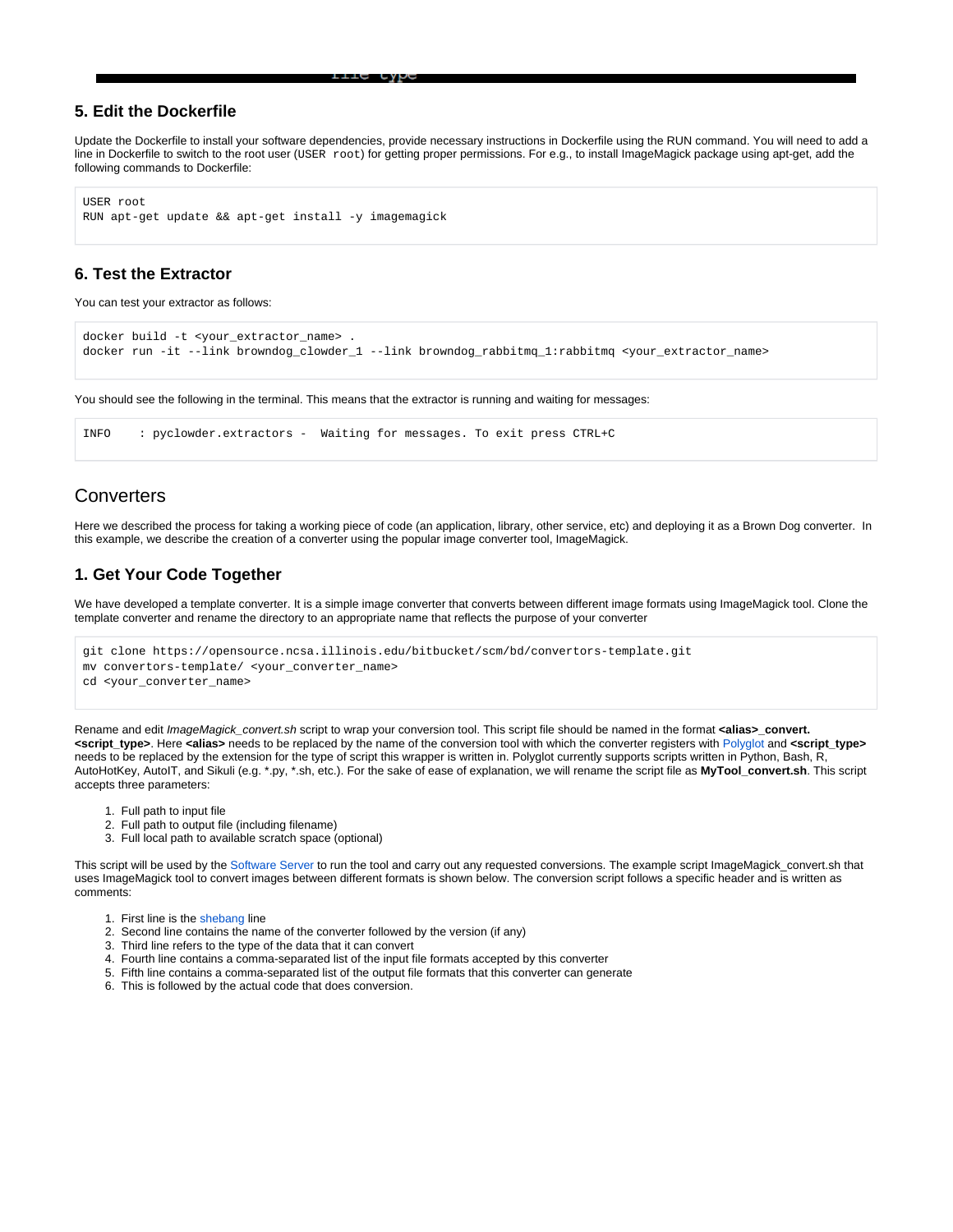## 5. Edit the Dockerfile

Update the Dockerfile to install your software dependencies, provide necessary instructions in Dockerfile using the RUN command. You will need to add a line in Dockerfile to switch to the root user (`USER root`) for getting proper permissions. For e.g., to install ImageMagick package using apt-get, add the following commands to Dockerfile:

```
USER root
RUN apt-get update && apt-get install -y imagemagick
```

## 6. Test the Extractor

You can test your extractor as follows:

```
docker build -t <your_extractor_name> .
docker run -it --link browndog_clowder_1 --link browndog_rabbitmq_1:rabbitmq <your_extractor_name>
```

You should see the following in the terminal. This means that the extractor is running and waiting for messages:

```
INFO    : pyclowder.extractors -  Waiting for messages. To exit press CTRL+C
```

# Converters

Here we described the process for taking a working piece of code (an application, library, other service, etc) and deploying it as a Brown Dog converter. In this example, we describe the creation of a converter using the popular image converter tool, ImageMagick.

## 1. Get Your Code Together

We have developed a template converter. It is a simple image converter that converts between different image formats using ImageMagick tool. Clone the template converter and rename the directory to an appropriate name that reflects the purpose of your converter

```
git clone https://opensource.ncsa.illinois.edu/bitbucket/scm/bd/convertors-template.git
mv convertors-template/ <your_converter_name>
cd <your_converter_name>
```

Rename and edit *ImageMagick_convert.sh* script to wrap your conversion tool. This script file should be named in the format **<alias>_convert.<script_type>**. Here **<alias>** needs to be replaced by the name of the conversion tool with which the converter registers with Polyglot and **<script_type>** needs to be replaced by the extension for the type of script this wrapper is written in. Polyglot currently supports scripts written in Python, Bash, R, AutoHotKey, AutoIT, and Sikuli (e.g. *.py, *.sh, etc.). For the sake of ease of explanation, we will rename the script file as **MyTool_convert.sh**. This script accepts three parameters:

1. Full path to input file
2. Full path to output file (including filename)
3. Full local path to available scratch space (optional)

This script will be used by the Software Server to run the tool and carry out any requested conversions. The example script ImageMagick_convert.sh that uses ImageMagick tool to convert images between different formats is shown below. The conversion script follows a specific header and is written as comments:

1. First line is the shebang line
2. Second line contains the name of the converter followed by the version (if any)
3. Third line refers to the type of the data that it can convert
4. Fourth line contains a comma-separated list of the input file formats accepted by this converter
5. Fifth line contains a comma-separated list of the output file formats that this converter can generate
6. This is followed by the actual code that does conversion.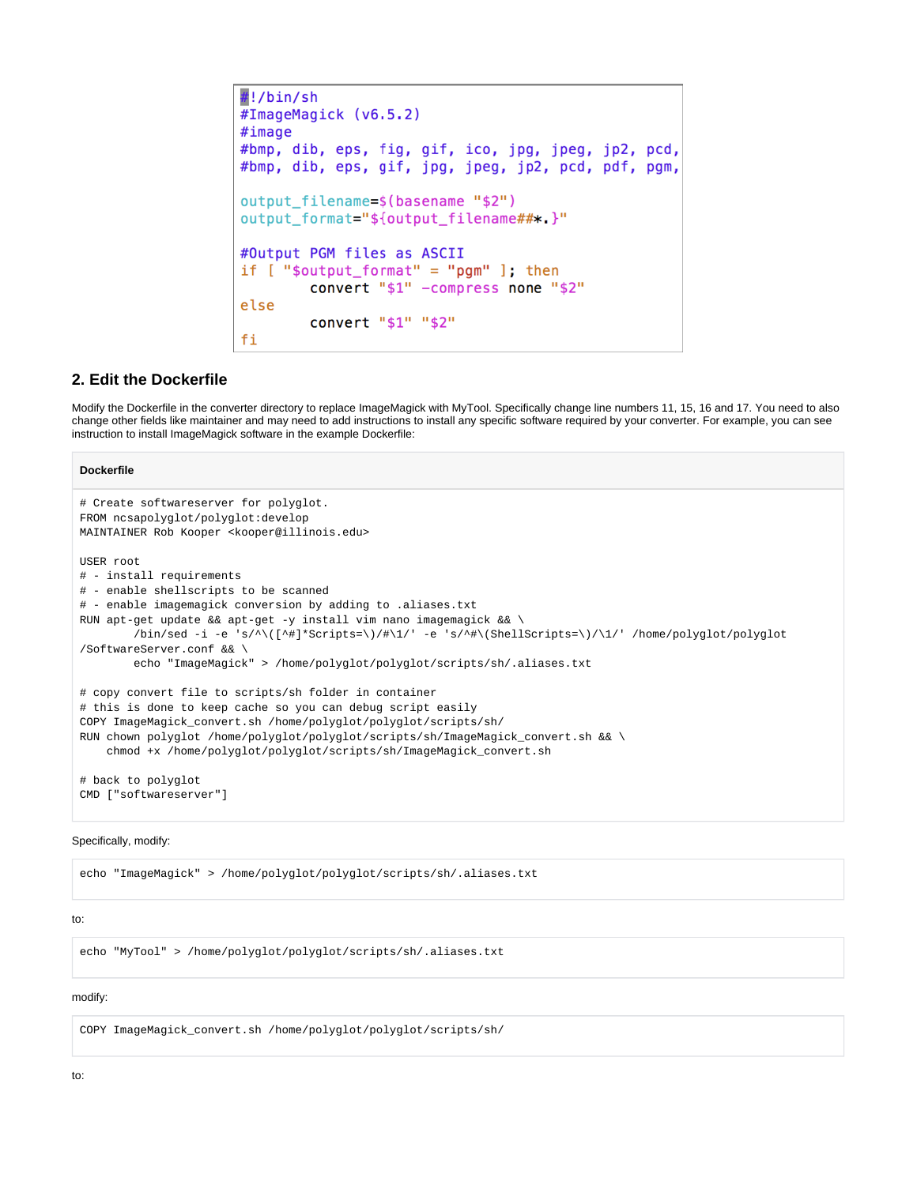```
#!/bin/sh
#ImageMagick (v6.5.2)
#image
#bmp, dib, eps, fig, gif, ico, jpg, jpeg, jp2, pcd,
#bmp, dib, eps, gif, jpg, jpeg, jp2, pcd, pdf, pgm,

output_filename=$(basename "$2")
output_format="${output_filename##*.}"

#Output PGM files as ASCII
if [ "$output_format" = "pgm" ]; then
        convert "$1" -compress none "$2"
else
        convert "$1" "$2"
fi
```

## 2. Edit the Dockerfile

Modify the Dockerfile in the converter directory to replace ImageMagick with MyTool. Specifically change line numbers 11, 15, 16 and 17. You need to also change other fields like maintainer and may need to add instructions to install any specific software required by your converter. For example, you can see instruction to install ImageMagick software in the example Dockerfile:

**Dockerfile**

```
# Create softwareserver for polyglot.
FROM ncsapolyglot/polyglot:develop
MAINTAINER Rob Kooper <kooper@illinois.edu>

USER root
# - install requirements
# - enable shellscripts to be scanned
# - enable imagemagick conversion by adding to .aliases.txt
RUN apt-get update && apt-get -y install vim nano imagemagick && \
        /bin/sed -i -e 's/^\([^#]*Scripts=\)/#\1/' -e 's/^#\(ShellScripts=\)/\1/' /home/polyglot/polyglot
/SoftwareServer.conf && \
        echo "ImageMagick" > /home/polyglot/polyglot/scripts/sh/.aliases.txt

# copy convert file to scripts/sh folder in container
# this is done to keep cache so you can debug script easily
COPY ImageMagick_convert.sh /home/polyglot/polyglot/scripts/sh/
RUN chown polyglot /home/polyglot/polyglot/scripts/sh/ImageMagick_convert.sh && \
    chmod +x /home/polyglot/polyglot/scripts/sh/ImageMagick_convert.sh

# back to polyglot
CMD ["softwareserver"]
```

Specifically, modify:

```
echo "ImageMagick" > /home/polyglot/polyglot/scripts/sh/.aliases.txt
```

to:

```
echo "MyTool" > /home/polyglot/polyglot/scripts/sh/.aliases.txt
```

modify:

```
COPY ImageMagick_convert.sh /home/polyglot/polyglot/scripts/sh/
```

to: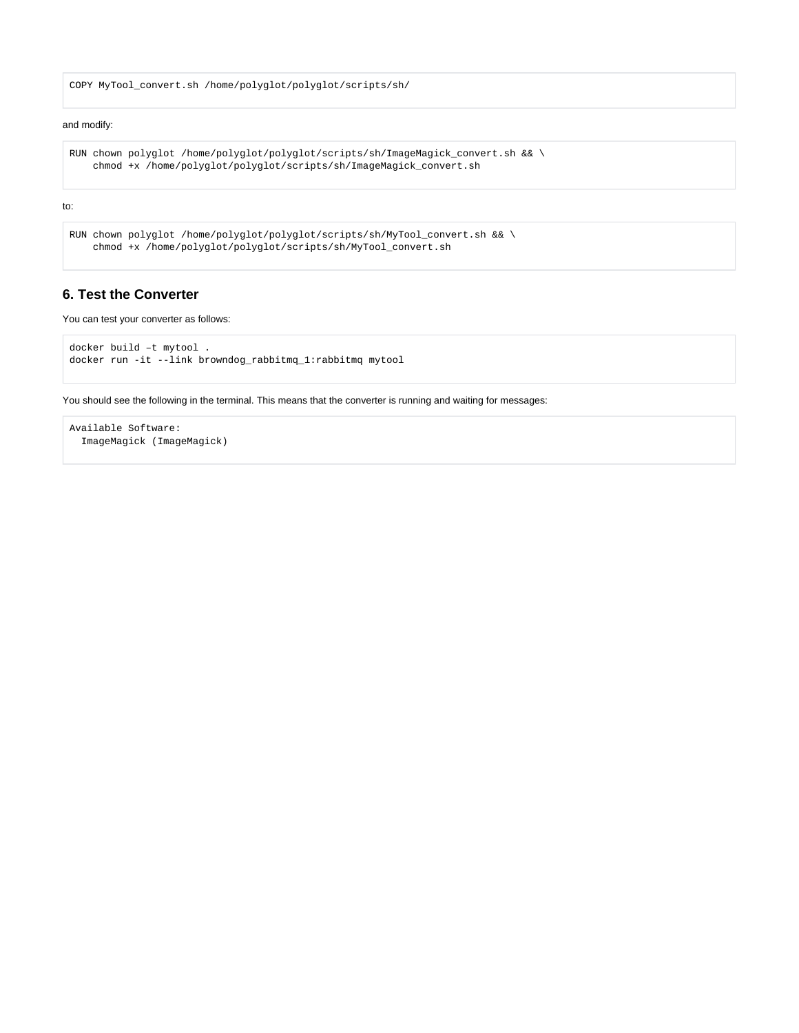```
COPY MyTool_convert.sh /home/polyglot/polyglot/scripts/sh/
```

and modify:

```
RUN chown polyglot /home/polyglot/polyglot/scripts/sh/ImageMagick_convert.sh && \
    chmod +x /home/polyglot/polyglot/scripts/sh/ImageMagick_convert.sh
```

to:

```
RUN chown polyglot /home/polyglot/polyglot/scripts/sh/MyTool_convert.sh && \
    chmod +x /home/polyglot/polyglot/scripts/sh/MyTool_convert.sh
```

### 6. Test the Converter

You can test your converter as follows:

```
docker build –t mytool .
docker run -it --link browndog_rabbitmq_1:rabbitmq mytool
```

You should see the following in the terminal. This means that the converter is running and waiting for messages:

```
Available Software:
  ImageMagick (ImageMagick)
```